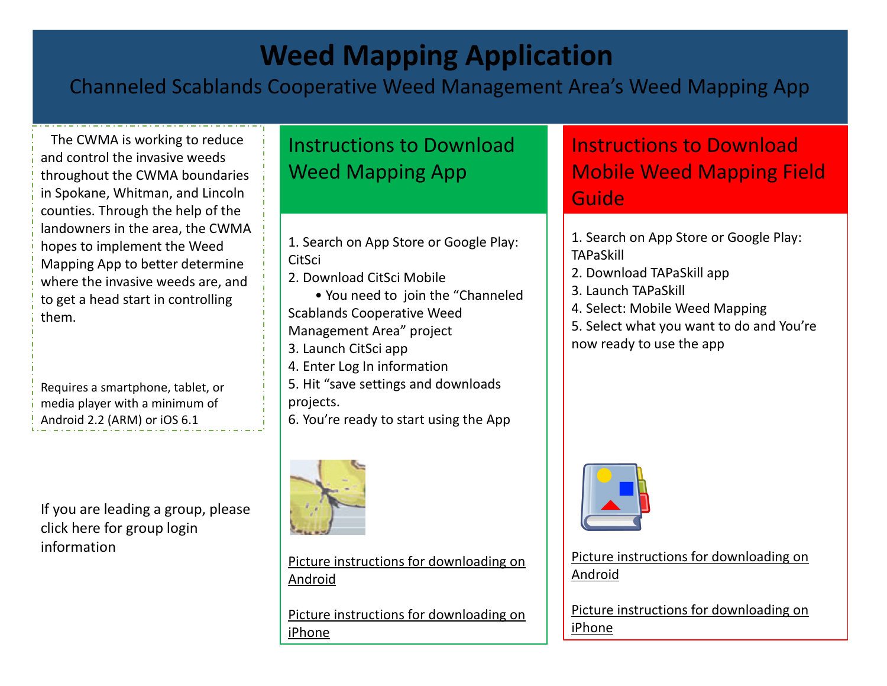# Weed Mapping Application

Channeled Scablands Cooperative Weed Management Area's Weed Mapping App

The CWMA is working to reduce and control the invasive weeds throughout the CWMA boundaries in Spokane, Whitman, and Lincoln counties. Through the help of the landowners in the area, the CWMA hopes to implement the Weed Mapping App to better determine where the invasive weeds are, and to get a head start in controlling them.

Requires a smartphone, tablet, or media player with a minimum of Android 2.2 (ARM) or iOS 6.1

If you are leading a group, please click here for group login information

## Instructions to Download Weed Mapping App

1. Search on App Store or Google Play: CitSci
2. Download CitSci Mobile
   - You need to join the "Channeled Scablands Cooperative Weed Management Area" project
3. Launch CitSci app
4. Enter Log In information
5. Hit "save settings and downloads projects.
6. You're ready to start using the App

Picture instructions for downloading on Android

Picture instructions for downloading on iPhone

## Instructions to Download Mobile Weed Mapping Field Guide

1. Search on App Store or Google Play: TAPaSkill
2. Download TAPaSkill app
3. Launch TAPaSkill
4. Select: Mobile Weed Mapping
5. Select what you want to do and You're now ready to use the app

Picture instructions for downloading on Android

Picture instructions for downloading on iPhone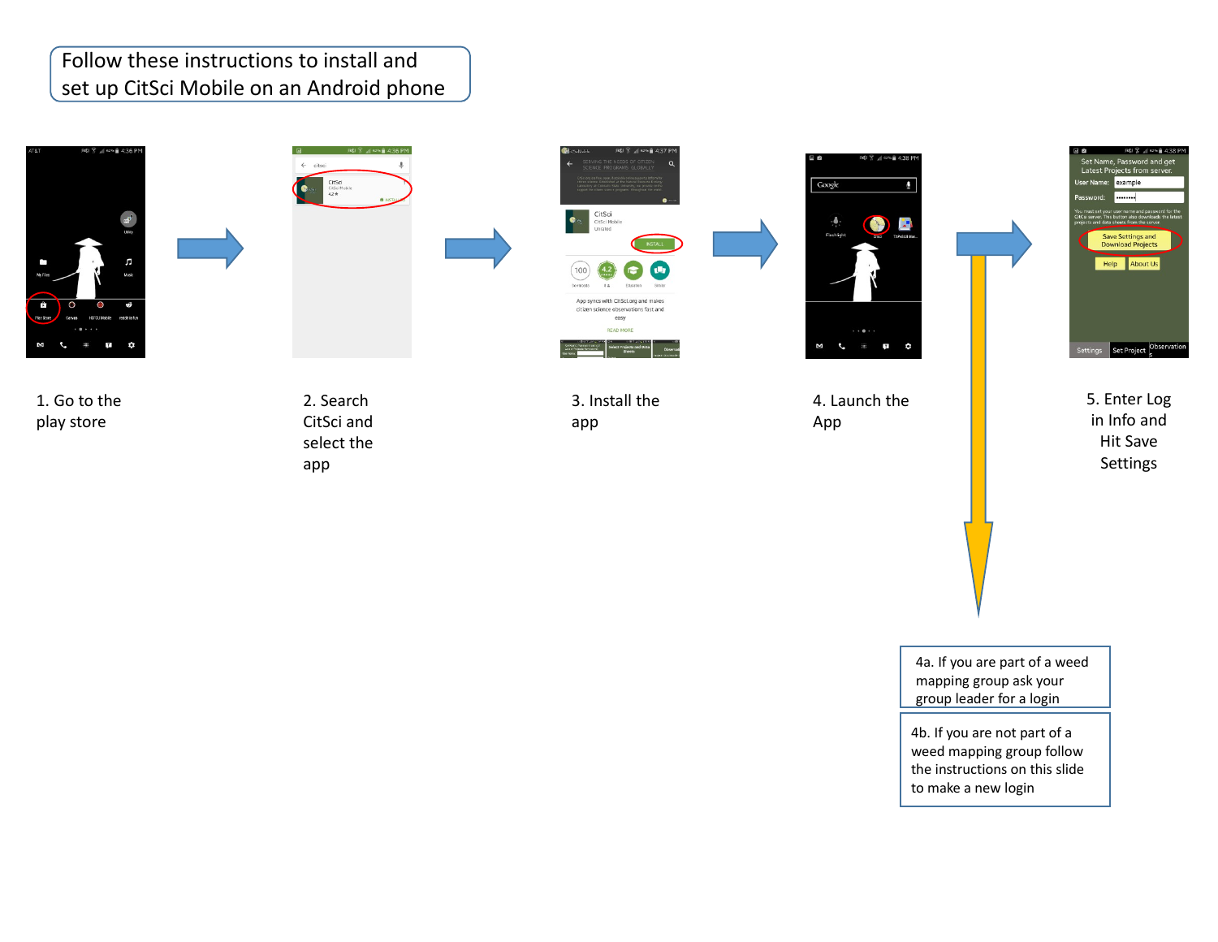Follow these instructions to install and set up CitSci Mobile on an Android phone

1. Go to the play store

2. Search CitSci and select the app

3. Install the app

4. Launch the App

5. Enter Log in Info and Hit Save Settings

4a. If you are part of a weed mapping group ask your group leader for a login

4b. If you are not part of a weed mapping group follow the instructions on this slide to make a new login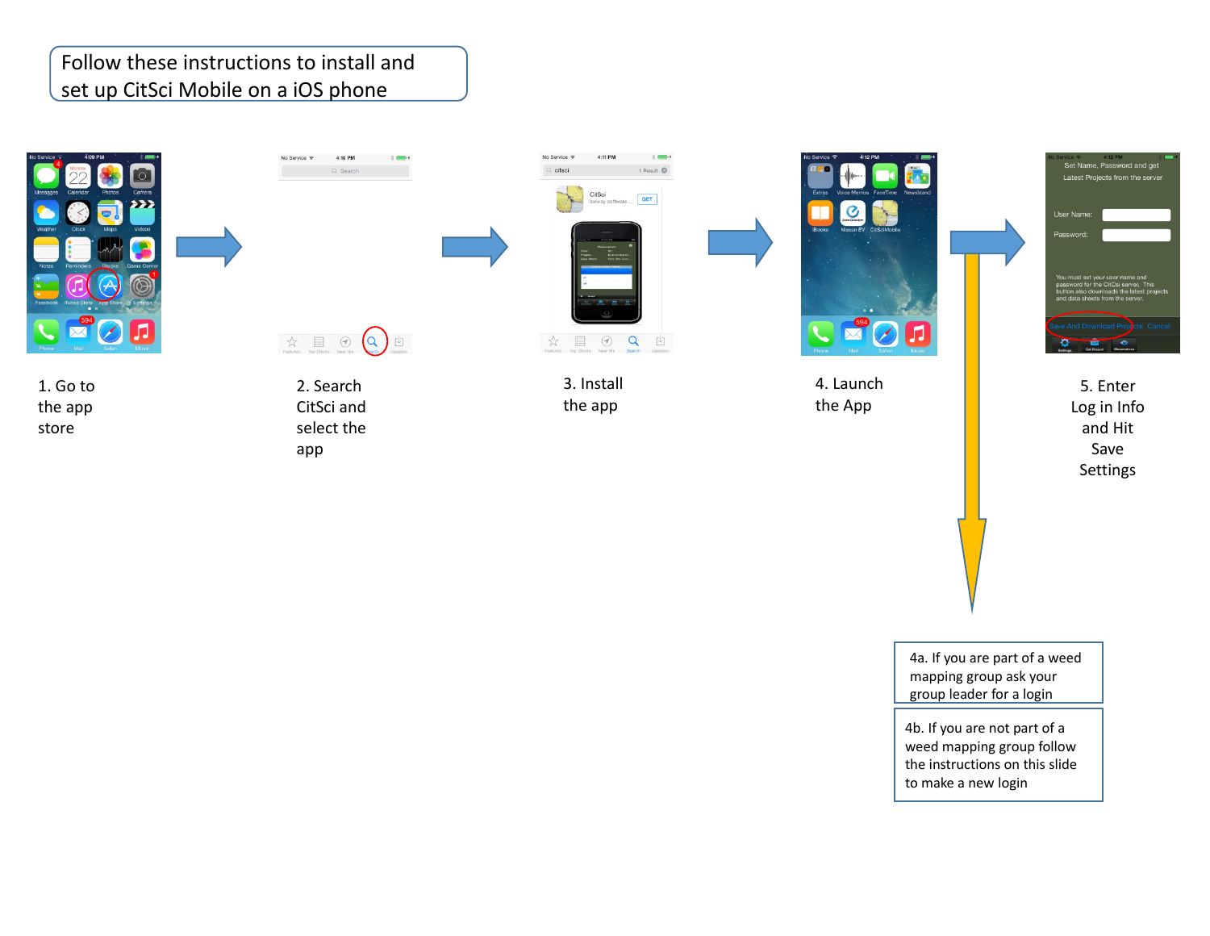Follow these instructions to install and set up CitSci Mobile on a iOS phone

1. Go to the app store

2. Search CitSci and select the app

3. Install the app

4. Launch the App

5. Enter Log in Info and Hit Save Settings

4a. If you are part of a weed mapping group ask your group leader for a login

4b. If you are not part of a weed mapping group follow the instructions on this slide to make a new login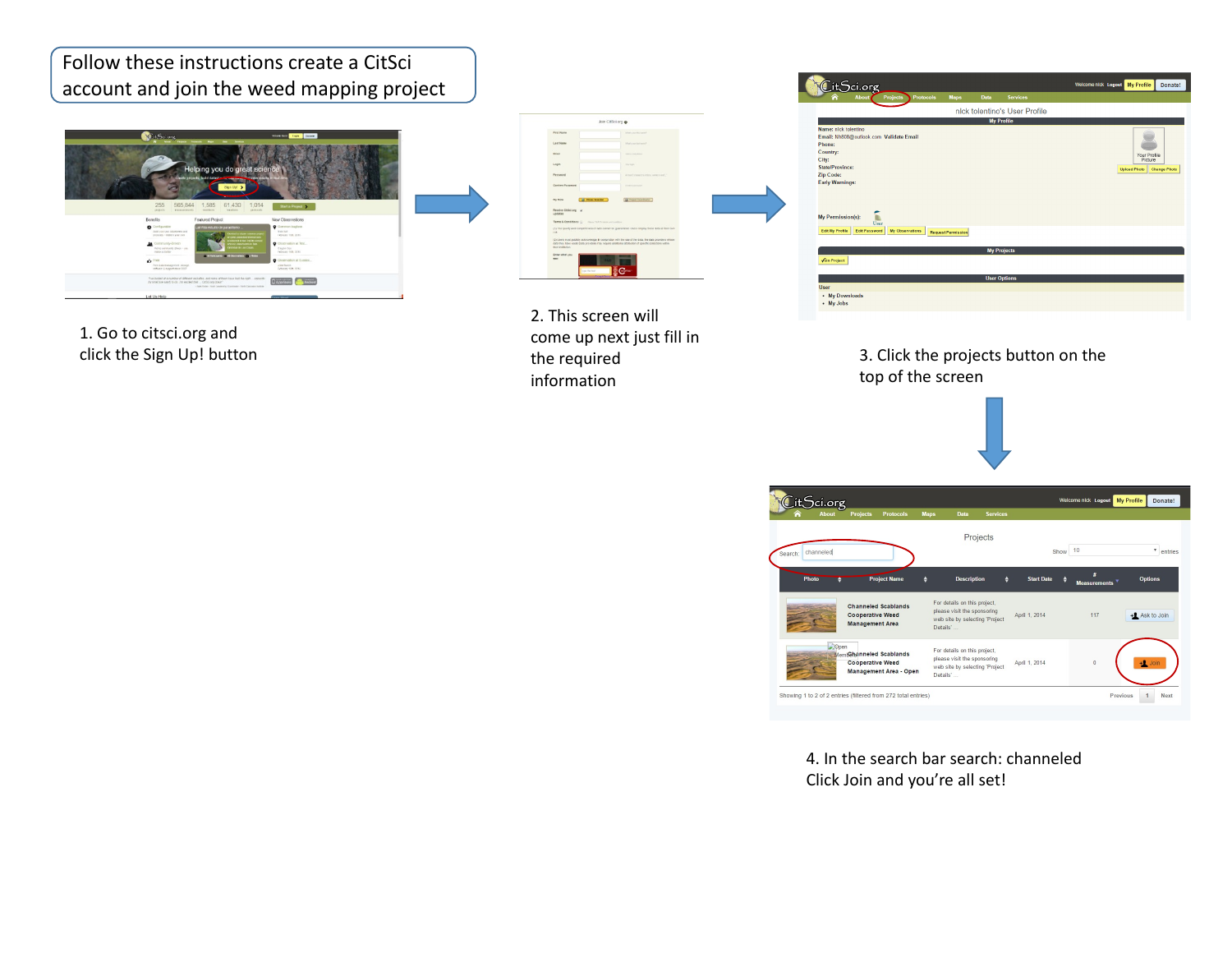Follow these instructions create a CitSci account and join the weed mapping project

1. Go to citsci.org and click the Sign Up! button

2. This screen will come up next just fill in the required information

3. Click the projects button on the top of the screen

4. In the search bar search: channeled
Click Join and you're all set!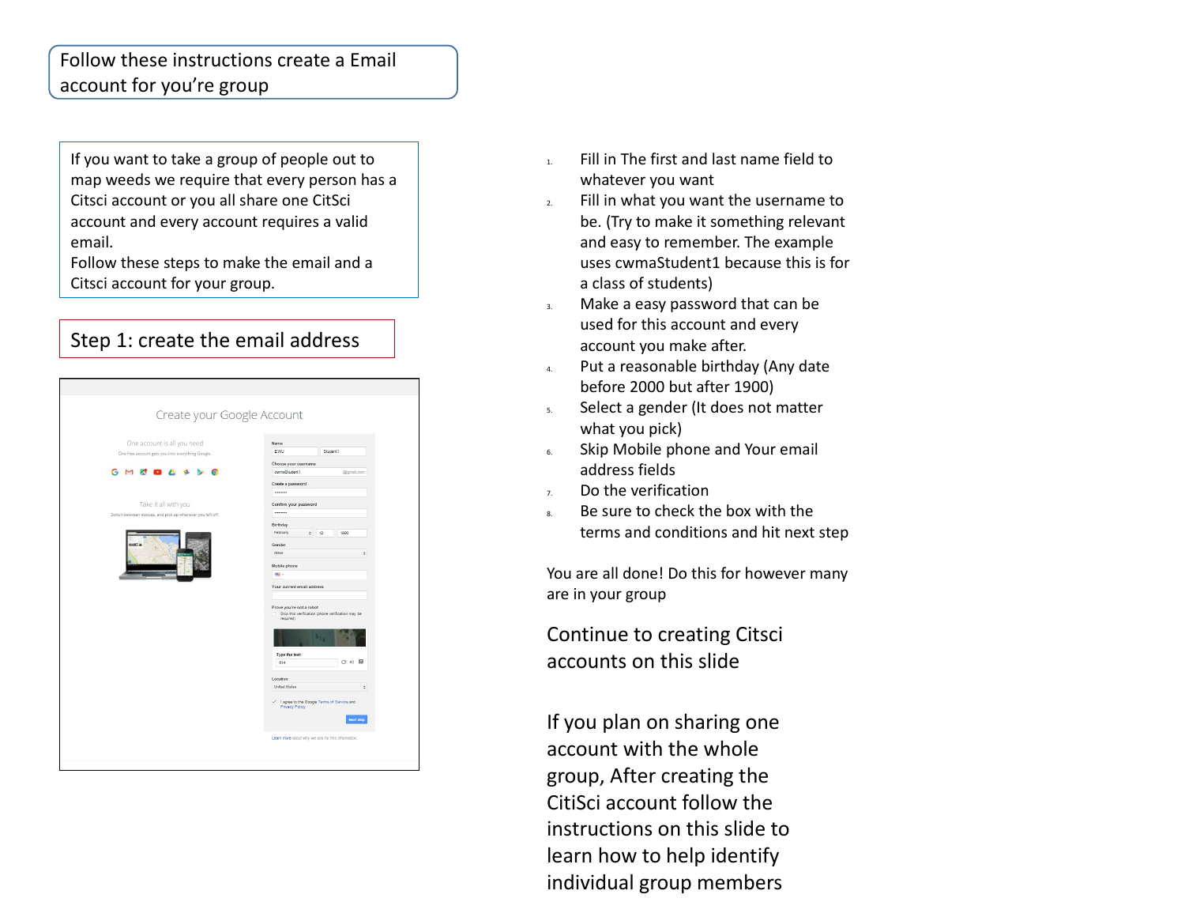# Follow these instructions create a Email account for you're group

If you want to take a group of people out to map weeds we require that every person has a Citsci account or you all share one CitSci account and every account requires a valid email.
Follow these steps to make the email and a Citsci account for your group.

## Step 1: create the email address

1. Fill in The first and last name field to whatever you want
2. Fill in what you want the username to be. (Try to make it something relevant and easy to remember. The example uses cwmaStudent1 because this is for a class of students)
3. Make a easy password that can be used for this account and every account you make after.
4. Put a reasonable birthday (Any date before 2000 but after 1900)
5. Select a gender (It does not matter what you pick)
6. Skip Mobile phone and Your email address fields
7. Do the verification
8. Be sure to check the box with the terms and conditions and hit next step

You are all done! Do this for however many are in your group

Continue to creating Citsci accounts on this slide

If you plan on sharing one account with the whole group, After creating the CitiSci account follow the instructions on this slide to learn how to help identify individual group members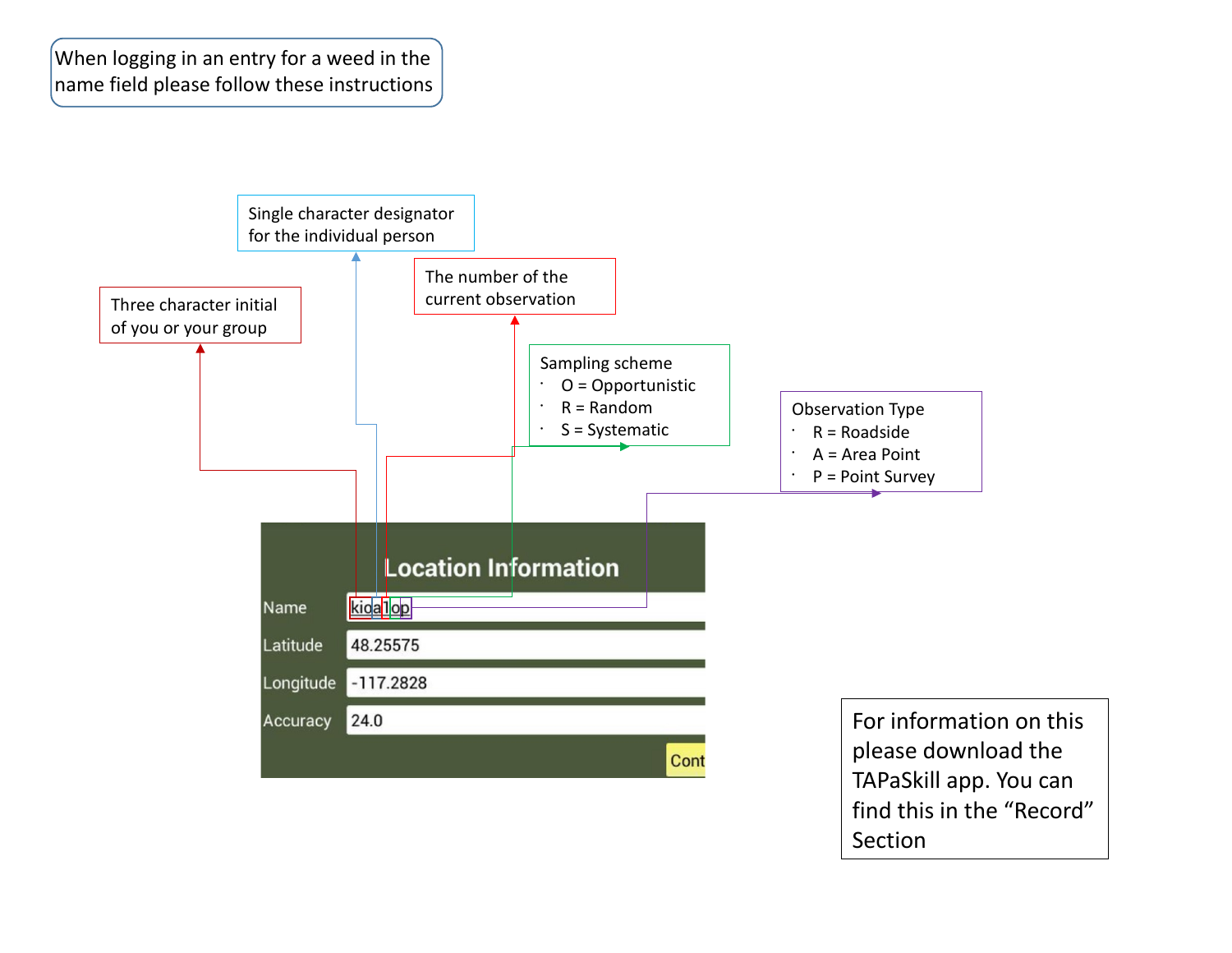When logging in an entry for a weed in the name field please follow these instructions

Three character initial of you or your group

Single character designator for the individual person

The number of the current observation

Sampling scheme

- O = Opportunistic
- R = Random
- S = Systematic

Observation Type

- R = Roadside
- A = Area Point
- P = Point Survey

**Location Information**

| | |
|---|---|
| Name | kioa1op |
| Latitude | 48.25575 |
| Longitude | -117.2828 |
| Accuracy | 24.0 |

Cont

For information on this please download the TAPaSkill app. You can find this in the “Record” Section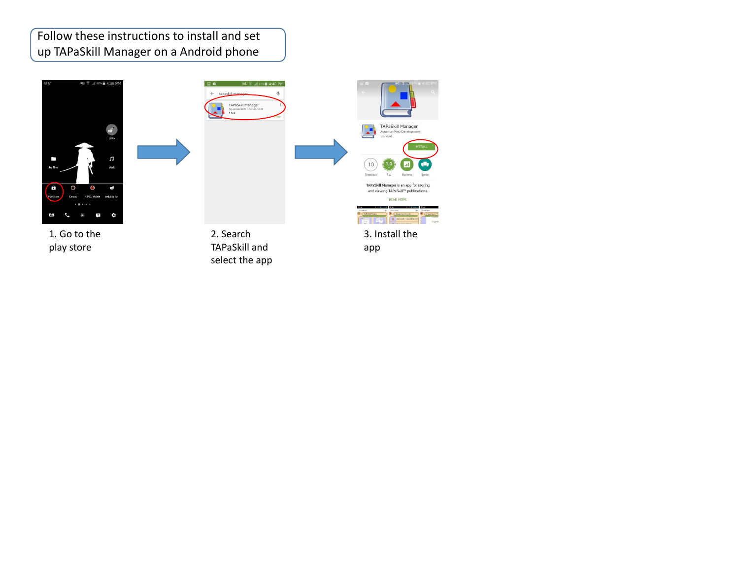Follow these instructions to install and set up TAPaSkill Manager on a Android phone

1. Go to the play store

2. Search TAPaSkill and select the app

3. Install the app